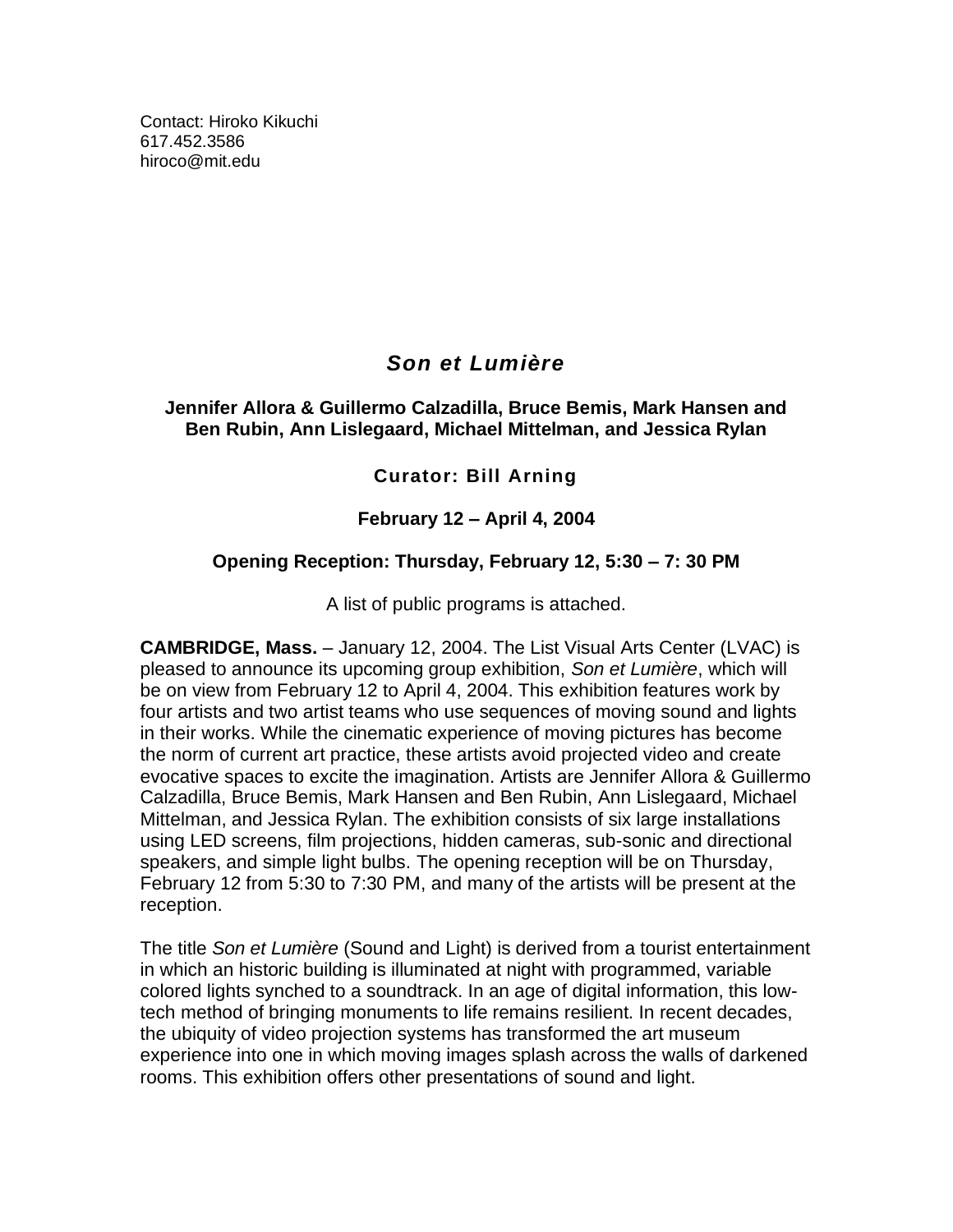Contact: Hiroko Kikuchi
617.452.3586
hiroco@mit.edu

# ***Son et Lumière***

**Jennifer Allora & Guillermo Calzadilla, Bruce Bemis, Mark Hansen and Ben Rubin, Ann Lislegaard, Michael Mittelman, and Jessica Rylan**

**Curator: Bill Arning**

**February 12 – April 4, 2004**

**Opening Reception: Thursday, February 12, 5:30 – 7: 30 PM**

A list of public programs is attached.

**CAMBRIDGE, Mass.** – January 12, 2004. The List Visual Arts Center (LVAC) is pleased to announce its upcoming group exhibition, *Son et Lumière*, which will be on view from February 12 to April 4, 2004. This exhibition features work by four artists and two artist teams who use sequences of moving sound and lights in their works. While the cinematic experience of moving pictures has become the norm of current art practice, these artists avoid projected video and create evocative spaces to excite the imagination. Artists are Jennifer Allora & Guillermo Calzadilla, Bruce Bemis, Mark Hansen and Ben Rubin, Ann Lislegaard, Michael Mittelman, and Jessica Rylan. The exhibition consists of six large installations using LED screens, film projections, hidden cameras, sub-sonic and directional speakers, and simple light bulbs. The opening reception will be on Thursday, February 12 from 5:30 to 7:30 PM, and many of the artists will be present at the reception.

The title *Son et Lumière* (Sound and Light) is derived from a tourist entertainment in which an historic building is illuminated at night with programmed, variable colored lights synched to a soundtrack. In an age of digital information, this low-tech method of bringing monuments to life remains resilient. In recent decades, the ubiquity of video projection systems has transformed the art museum experience into one in which moving images splash across the walls of darkened rooms. This exhibition offers other presentations of sound and light.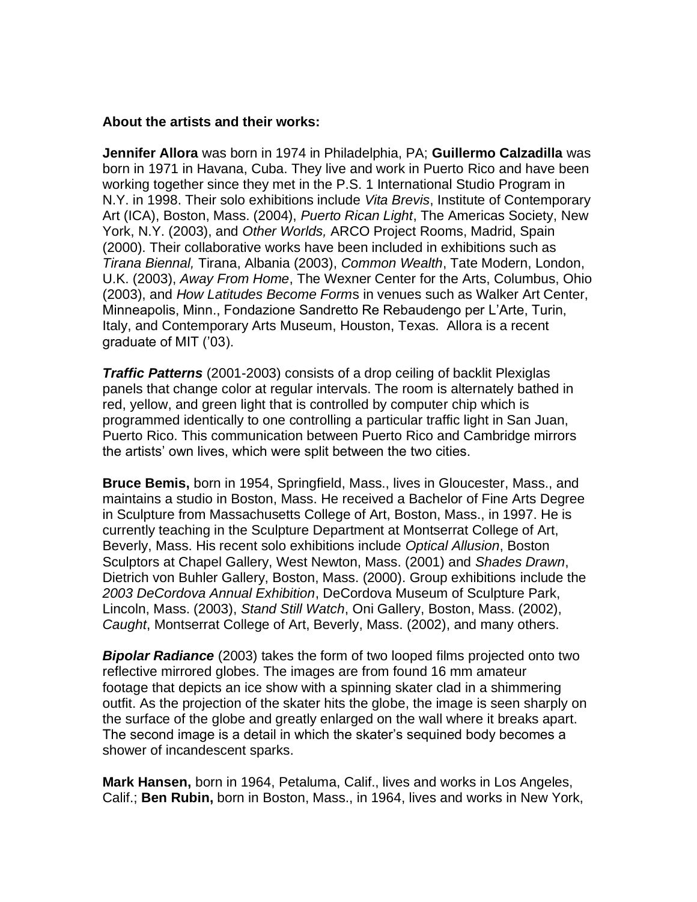**About the artists and their works:**

**Jennifer Allora** was born in 1974 in Philadelphia, PA; **Guillermo Calzadilla** was born in 1971 in Havana, Cuba. They live and work in Puerto Rico and have been working together since they met in the P.S. 1 International Studio Program in N.Y. in 1998. Their solo exhibitions include *Vita Brevis*, Institute of Contemporary Art (ICA), Boston, Mass. (2004), *Puerto Rican Light*, The Americas Society, New York, N.Y. (2003), and *Other Worlds,* ARCO Project Rooms, Madrid, Spain (2000). Their collaborative works have been included in exhibitions such as *Tirana Biennal,* Tirana, Albania (2003), *Common Wealth*, Tate Modern, London, U.K. (2003), *Away From Home*, The Wexner Center for the Arts, Columbus, Ohio (2003), and *How Latitudes Become Forms* in venues such as Walker Art Center, Minneapolis, Minn., Fondazione Sandretto Re Rebaudengo per L'Arte, Turin, Italy, and Contemporary Arts Museum, Houston, Texas. Allora is a recent graduate of MIT ('03).

***Traffic Patterns*** (2001-2003) consists of a drop ceiling of backlit Plexiglas panels that change color at regular intervals. The room is alternately bathed in red, yellow, and green light that is controlled by computer chip which is programmed identically to one controlling a particular traffic light in San Juan, Puerto Rico. This communication between Puerto Rico and Cambridge mirrors the artists' own lives, which were split between the two cities.

**Bruce Bemis,** born in 1954, Springfield, Mass., lives in Gloucester, Mass., and maintains a studio in Boston, Mass. He received a Bachelor of Fine Arts Degree in Sculpture from Massachusetts College of Art, Boston, Mass., in 1997. He is currently teaching in the Sculpture Department at Montserrat College of Art, Beverly, Mass. His recent solo exhibitions include *Optical Allusion*, Boston Sculptors at Chapel Gallery, West Newton, Mass. (2001) and *Shades Drawn*, Dietrich von Buhler Gallery, Boston, Mass. (2000). Group exhibitions include the *2003 DeCordova Annual Exhibition*, DeCordova Museum of Sculpture Park, Lincoln, Mass. (2003), *Stand Still Watch*, Oni Gallery, Boston, Mass. (2002), *Caught*, Montserrat College of Art, Beverly, Mass. (2002), and many others.

***Bipolar Radiance*** (2003) takes the form of two looped films projected onto two reflective mirrored globes. The images are from found 16 mm amateur footage that depicts an ice show with a spinning skater clad in a shimmering outfit. As the projection of the skater hits the globe, the image is seen sharply on the surface of the globe and greatly enlarged on the wall where it breaks apart. The second image is a detail in which the skater's sequined body becomes a shower of incandescent sparks.

**Mark Hansen,** born in 1964, Petaluma, Calif., lives and works in Los Angeles, Calif.; **Ben Rubin,** born in Boston, Mass., in 1964, lives and works in New York,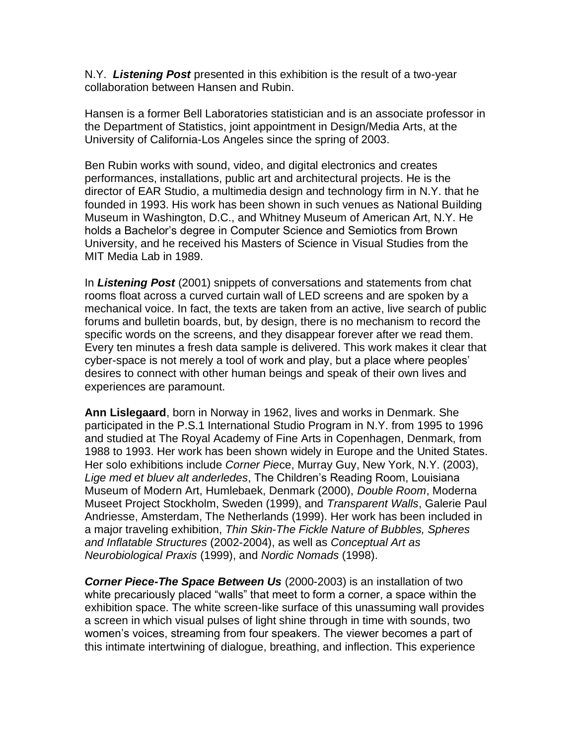N.Y. ***Listening Post*** presented in this exhibition is the result of a two-year collaboration between Hansen and Rubin.

Hansen is a former Bell Laboratories statistician and is an associate professor in the Department of Statistics, joint appointment in Design/Media Arts, at the University of California-Los Angeles since the spring of 2003.

Ben Rubin works with sound, video, and digital electronics and creates performances, installations, public art and architectural projects. He is the director of EAR Studio, a multimedia design and technology firm in N.Y. that he founded in 1993. His work has been shown in such venues as National Building Museum in Washington, D.C., and Whitney Museum of American Art, N.Y. He holds a Bachelor's degree in Computer Science and Semiotics from Brown University, and he received his Masters of Science in Visual Studies from the MIT Media Lab in 1989.

In ***Listening Post*** (2001) snippets of conversations and statements from chat rooms float across a curved curtain wall of LED screens and are spoken by a mechanical voice. In fact, the texts are taken from an active, live search of public forums and bulletin boards, but, by design, there is no mechanism to record the specific words on the screens, and they disappear forever after we read them. Every ten minutes a fresh data sample is delivered. This work makes it clear that cyber-space is not merely a tool of work and play, but a place where peoples' desires to connect with other human beings and speak of their own lives and experiences are paramount.

**Ann Lislegaard**, born in Norway in 1962, lives and works in Denmark. She participated in the P.S.1 International Studio Program in N.Y. from 1995 to 1996 and studied at The Royal Academy of Fine Arts in Copenhagen, Denmark, from 1988 to 1993. Her work has been shown widely in Europe and the United States. Her solo exhibitions include *Corner Piece*, Murray Guy, New York, N.Y. (2003), *Lige med et bluev alt anderledes*, The Children's Reading Room, Louisiana Museum of Modern Art, Humlebaek, Denmark (2000), *Double Room*, Moderna Museet Project Stockholm, Sweden (1999), and *Transparent Walls*, Galerie Paul Andriesse, Amsterdam, The Netherlands (1999). Her work has been included in a major traveling exhibition, *Thin Skin-The Fickle Nature of Bubbles, Spheres and Inflatable Structures* (2002-2004), as well as *Conceptual Art as Neurobiological Praxis* (1999), and *Nordic Nomads* (1998).

***Corner Piece-The Space Between Us*** (2000-2003) is an installation of two white precariously placed "walls" that meet to form a corner, a space within the exhibition space. The white screen-like surface of this unassuming wall provides a screen in which visual pulses of light shine through in time with sounds, two women's voices, streaming from four speakers. The viewer becomes a part of this intimate intertwining of dialogue, breathing, and inflection. This experience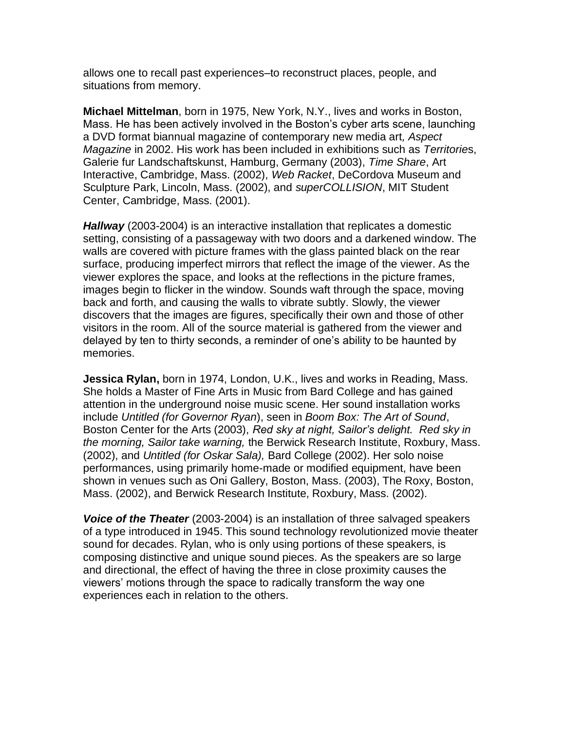allows one to recall past experiences–to reconstruct places, people, and situations from memory.

**Michael Mittelman**, born in 1975, New York, N.Y., lives and works in Boston, Mass. He has been actively involved in the Boston's cyber arts scene, launching a DVD format biannual magazine of contemporary new media art*, Aspect Magazine* in 2002. His work has been included in exhibitions such as *Territorie*s, Galerie fur Landschaftskunst, Hamburg, Germany (2003), *Time Share*, Art Interactive, Cambridge, Mass. (2002), *Web Racket*, DeCordova Museum and Sculpture Park, Lincoln, Mass. (2002), and *superCOLLISION*, MIT Student Center, Cambridge, Mass. (2001).

***Hallway*** (2003-2004) is an interactive installation that replicates a domestic setting, consisting of a passageway with two doors and a darkened window. The walls are covered with picture frames with the glass painted black on the rear surface, producing imperfect mirrors that reflect the image of the viewer. As the viewer explores the space, and looks at the reflections in the picture frames, images begin to flicker in the window. Sounds waft through the space, moving back and forth, and causing the walls to vibrate subtly. Slowly, the viewer discovers that the images are figures, specifically their own and those of other visitors in the room. All of the source material is gathered from the viewer and delayed by ten to thirty seconds, a reminder of one's ability to be haunted by memories.

**Jessica Rylan,** born in 1974, London, U.K., lives and works in Reading, Mass. She holds a Master of Fine Arts in Music from Bard College and has gained attention in the underground noise music scene. Her sound installation works include *Untitled (for Governor Ryan*), seen in *Boom Box: The Art of Sound*, Boston Center for the Arts (2003), *Red sky at night, Sailor's delight. Red sky in the morning, Sailor take warning,* the Berwick Research Institute, Roxbury, Mass. (2002), and *Untitled (for Oskar Sala),* Bard College (2002). Her solo noise performances, using primarily home-made or modified equipment, have been shown in venues such as Oni Gallery, Boston, Mass. (2003), The Roxy, Boston, Mass. (2002), and Berwick Research Institute, Roxbury, Mass. (2002).

***Voice of the Theater*** (2003-2004) is an installation of three salvaged speakers of a type introduced in 1945. This sound technology revolutionized movie theater sound for decades. Rylan, who is only using portions of these speakers, is composing distinctive and unique sound pieces. As the speakers are so large and directional, the effect of having the three in close proximity causes the viewers' motions through the space to radically transform the way one experiences each in relation to the others.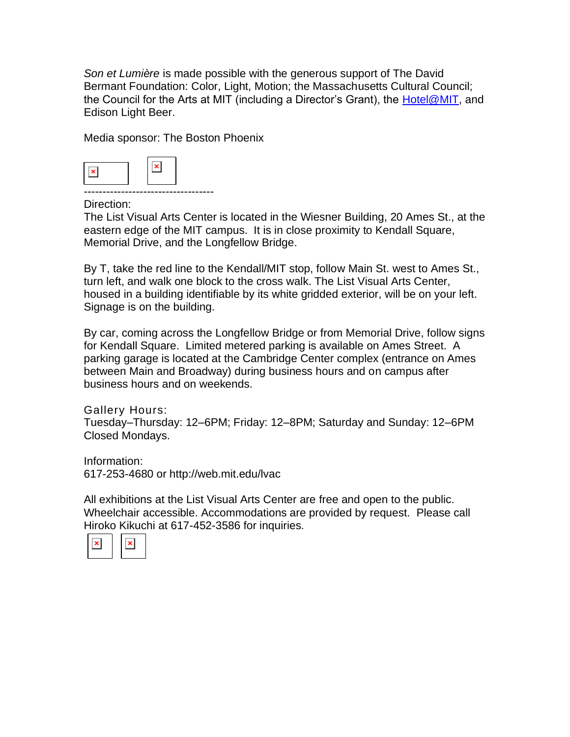*Son et Lumière* is made possible with the generous support of The David Bermant Foundation: Color, Light, Motion; the Massachusetts Cultural Council; the Council for the Arts at MIT (including a Director's Grant), the Hotel@MIT, and Edison Light Beer.

Media sponsor: The Boston Phoenix

-----------------------------------

Direction:
The List Visual Arts Center is located in the Wiesner Building, 20 Ames St., at the eastern edge of the MIT campus. It is in close proximity to Kendall Square, Memorial Drive, and the Longfellow Bridge.

By T, take the red line to the Kendall/MIT stop, follow Main St. west to Ames St., turn left, and walk one block to the cross walk. The List Visual Arts Center, housed in a building identifiable by its white gridded exterior, will be on your left. Signage is on the building.

By car, coming across the Longfellow Bridge or from Memorial Drive, follow signs for Kendall Square. Limited metered parking is available on Ames Street. A parking garage is located at the Cambridge Center complex (entrance on Ames between Main and Broadway) during business hours and on campus after business hours and on weekends.

Gallery Hours:
Tuesday–Thursday: 12–6PM; Friday: 12–8PM; Saturday and Sunday: 12–6PM
Closed Mondays.

Information:
617-253-4680 or http://web.mit.edu/lvac

All exhibitions at the List Visual Arts Center are free and open to the public. Wheelchair accessible. Accommodations are provided by request. Please call Hiroko Kikuchi at 617-452-3586 for inquiries.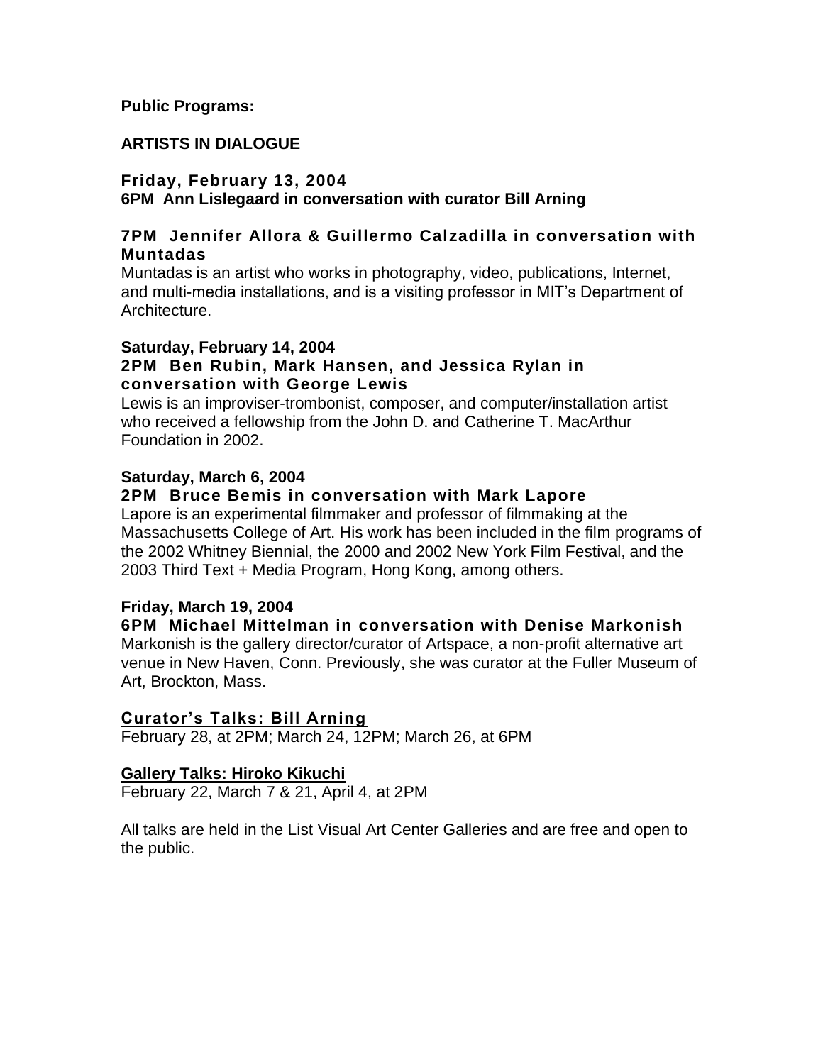**Public Programs:**

**ARTISTS IN DIALOGUE**

**Friday, February 13, 2004**
**6PM Ann Lislegaard in conversation with curator Bill Arning**

**7PM Jennifer Allora & Guillermo Calzadilla in conversation with Muntadas**
Muntadas is an artist who works in photography, video, publications, Internet, and multi-media installations, and is a visiting professor in MIT's Department of Architecture.

**Saturday, February 14, 2004**
**2PM Ben Rubin, Mark Hansen, and Jessica Rylan in conversation with George Lewis**
Lewis is an improviser-trombonist, composer, and computer/installation artist who received a fellowship from the John D. and Catherine T. MacArthur Foundation in 2002.

**Saturday, March 6, 2004**
**2PM Bruce Bemis in conversation with Mark Lapore**
Lapore is an experimental filmmaker and professor of filmmaking at the Massachusetts College of Art. His work has been included in the film programs of the 2002 Whitney Biennial, the 2000 and 2002 New York Film Festival, and the 2003 Third Text + Media Program, Hong Kong, among others.

**Friday, March 19, 2004**
**6PM Michael Mittelman in conversation with Denise Markonish**
Markonish is the gallery director/curator of Artspace, a non-profit alternative art venue in New Haven, Conn. Previously, she was curator at the Fuller Museum of Art, Brockton, Mass.

**Curator's Talks: Bill Arning**
February 28, at 2PM; March 24, 12PM; March 26, at 6PM

**Gallery Talks: Hiroko Kikuchi**
February 22, March 7 & 21, April 4, at 2PM

All talks are held in the List Visual Art Center Galleries and are free and open to the public.